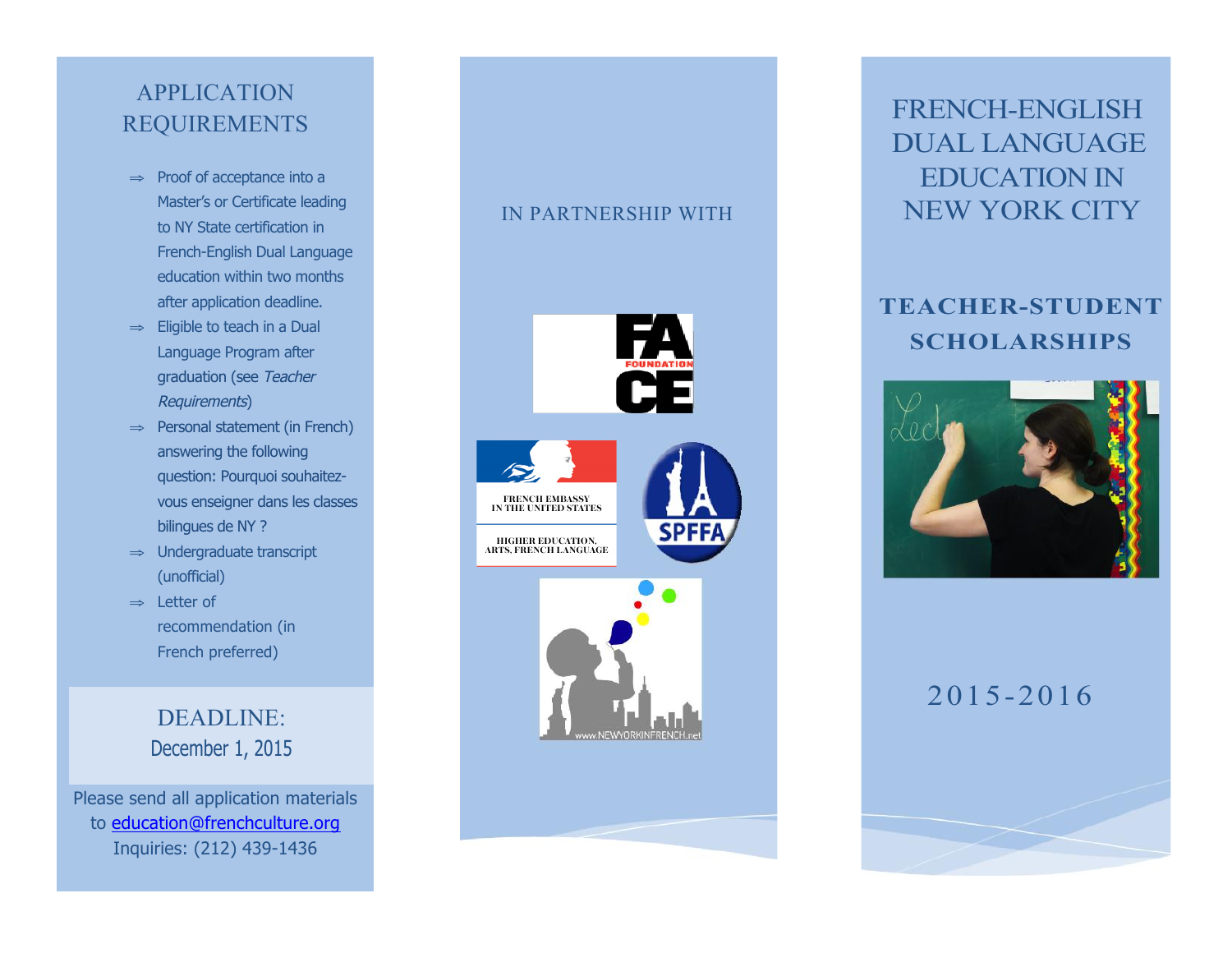# FRENCH-ENGLISH DUAL LANGUAGE EDUCATION IN NEW YORK CITY

## TEACHER-STUDENT SCHOLARSHIPS

2015-2016

IN PARTNERSHIP WITH

FACE FOUNDATION

FRENCH EMBASSY IN THE UNITED STATES

HIGHER EDUCATION, ARTS, FRENCH LANGUAGE

SPFFA

www.NEWYORKINFRENCH.net

## APPLICATION REQUIREMENTS

- Proof of acceptance into a Master's or Certificate leading to NY State certification in French-English Dual Language education within two months after application deadline.
- Eligible to teach in a Dual Language Program after graduation (see *Teacher Requirements*)
- Personal statement (in French) answering the following question: Pourquoi souhaitez-vous enseigner dans les classes bilingues de NY ?
- Undergraduate transcript (unofficial)
- Letter of recommendation (in French preferred)

DEADLINE:
December 1, 2015

Please send all application materials to education@frenchculture.org
Inquiries: (212) 439-1436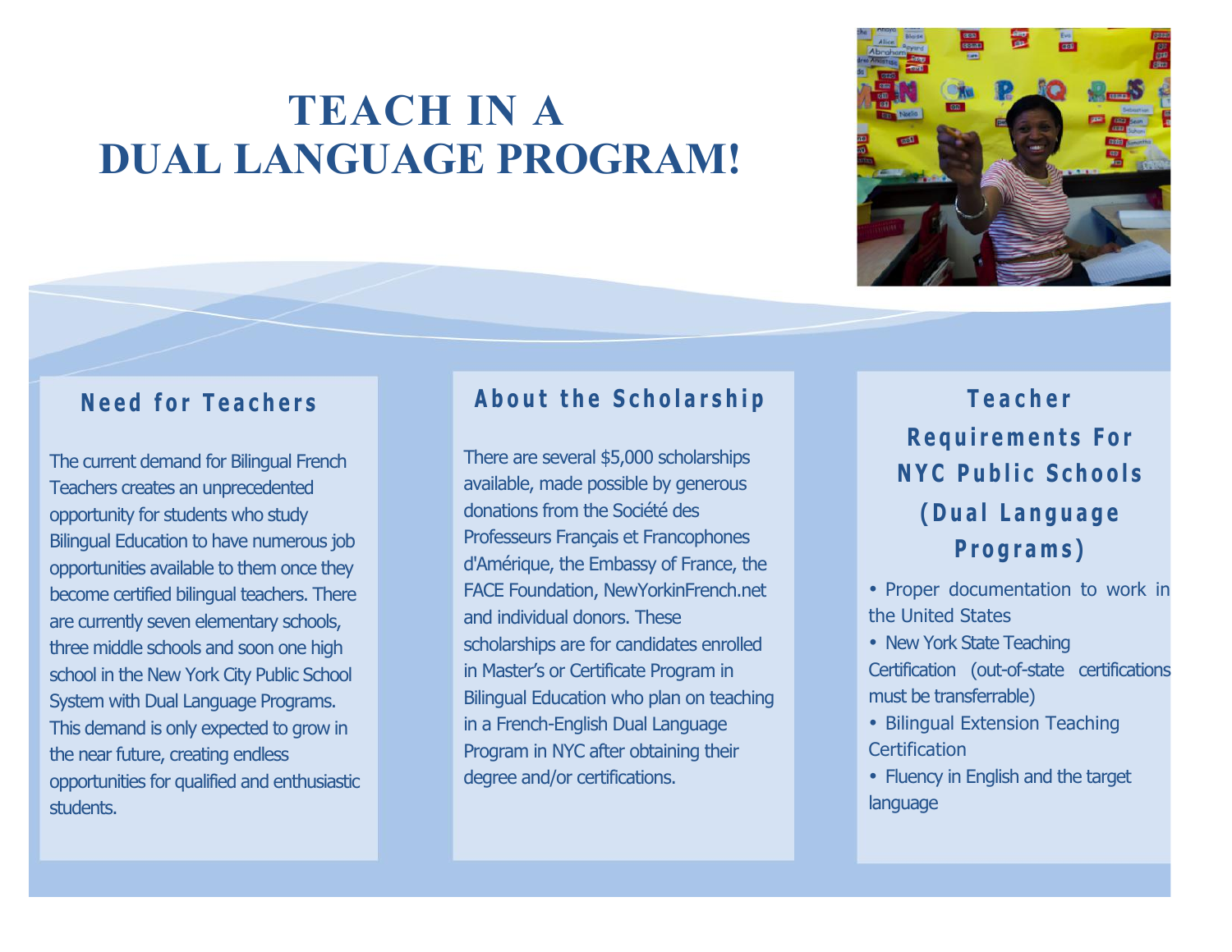# TEACH IN A DUAL LANGUAGE PROGRAM!

## Need for Teachers

The current demand for Bilingual French Teachers creates an unprecedented opportunity for students who study Bilingual Education to have numerous job opportunities available to them once they become certified bilingual teachers. There are currently seven elementary schools, three middle schools and soon one high school in the New York City Public School System with Dual Language Programs. This demand is only expected to grow in the near future, creating endless opportunities for qualified and enthusiastic students.

## About the Scholarship

There are several $5,000 scholarships available, made possible by generous donations from the Société des Professeurs Français et Francophones d'Amérique, the Embassy of France, the FACE Foundation, NewYorkinFrench.net and individual donors. These scholarships are for candidates enrolled in Master's or Certificate Program in Bilingual Education who plan on teaching in a French-English Dual Language Program in NYC after obtaining their degree and/or certifications.

## Teacher Requirements For NYC Public Schools (Dual Language Programs)

- Proper documentation to work in the United States
- New York State Teaching Certification (out-of-state certifications must be transferrable)
- Bilingual Extension Teaching Certification
- Fluency in English and the target language